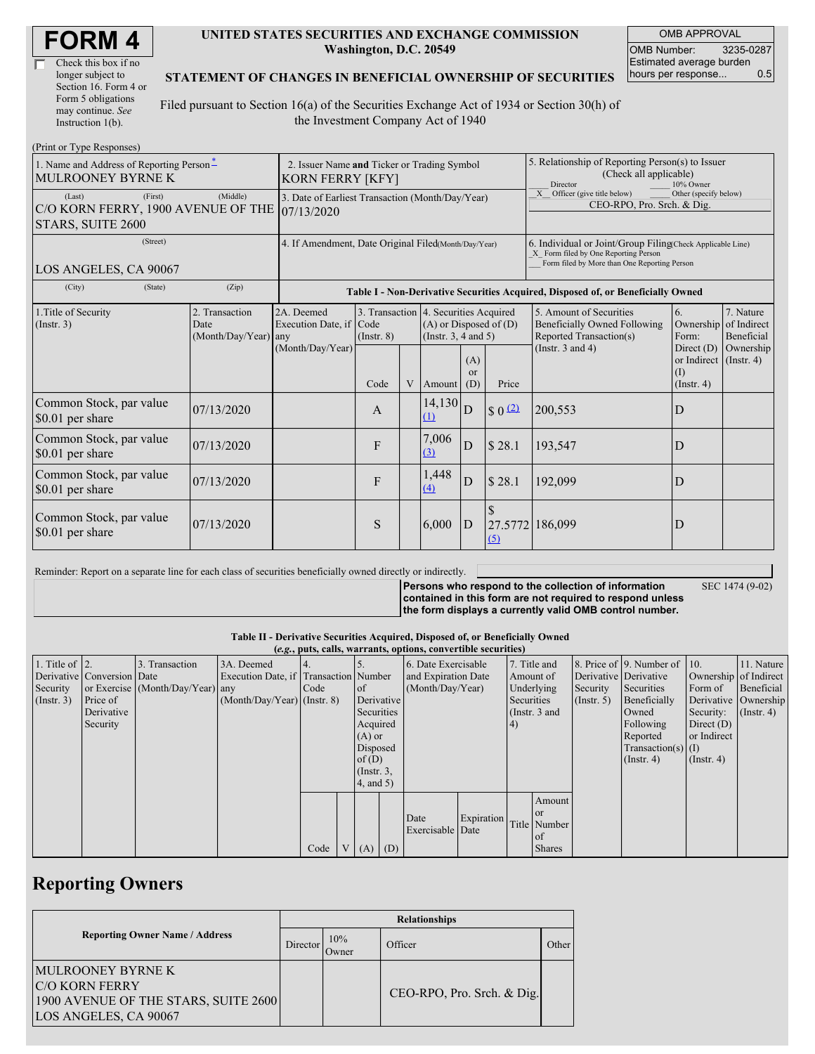# FORM 4

☐ Check this box if no longer subject to Section 16. Form 4 or Form 5 obligations may continue. *See* Instruction 1(b).

**UNITED STATES SECURITIES AND EXCHANGE COMMISSION**
**Washington, D.C. 20549**

**STATEMENT OF CHANGES IN BENEFICIAL OWNERSHIP OF SECURITIES**

Filed pursuant to Section 16(a) of the Securities Exchange Act of 1934 or Section 30(h) of the Investment Company Act of 1940

| OMB APPROVAL | |
|---|---|
| OMB Number: | 3235-0287 |
| Estimated average burden hours per response... | 0.5 |

(Print or Type Responses)

| 1. Name and Address of Reporting Person * | 2. Issuer Name **and** Ticker or Trading Symbol | 5. Relationship of Reporting Person(s) to Issuer (Check all applicable) |
|---|---|---|
| MULROONEY BYRNE K | KORN FERRY [KFY] | ___ Director ___ 10% Owner |
| (Last) (First) (Middle) C/O KORN FERRY, 1900 AVENUE OF THE STARS, SUITE 2600 | 3. Date of Earliest Transaction (Month/Day/Year) 07/13/2020 | _X_ Officer (give title below) ___ Other (specify below) CEO-RPO, Pro. Srch. & Dig. |
| (Street) LOS ANGELES, CA 90067 | 4. If Amendment, Date Original Filed (Month/Day/Year) | 6. Individual or Joint/Group Filing (Check Applicable Line) _X_ Form filed by One Reporting Person ___ Form filed by More than One Reporting Person |
| (City) (State) (Zip) | | |

**Table I - Non-Derivative Securities Acquired, Disposed of, or Beneficially Owned**

| 1.Title of Security (Instr. 3) | 2. Transaction Date (Month/Day/Year) | 2A. Deemed Execution Date, if any (Month/Day/Year) | 3. Transaction Code (Instr. 8) | | 4. Securities Acquired (A) or Disposed of (D) (Instr. 3, 4 and 5) | | | 5. Amount of Securities Beneficially Owned Following Reported Transaction(s) (Instr. 3 and 4) | 6. Ownership Form: Direct (D) or Indirect (I) (Instr. 4) | 7. Nature of Indirect Beneficial Ownership (Instr. 4) |
|---|---|---|---|---|---|---|---|---|---|---|
| | | | Code | V | Amount | (A) or (D) | Price | | | |
| Common Stock, par value $0.01 per share | 07/13/2020 | | A | | 14,130 (1) | D | $ 0 (2) | 200,553 | D | |
| Common Stock, par value $0.01 per share | 07/13/2020 | | F | | 7,006 (3) | D | $ 28.1 | 193,547 | D | |
| Common Stock, par value $0.01 per share | 07/13/2020 | | F | | 1,448 (4) | D | $ 28.1 | 192,099 | D | |
| Common Stock, par value $0.01 per share | 07/13/2020 | | S | | 6,000 | D | $ 27.5772 (5) | 186,099 | D | |

Reminder: Report on a separate line for each class of securities beneficially owned directly or indirectly.

**Persons who respond to the collection of information contained in this form are not required to respond unless the form displays a currently valid OMB control number.**

SEC 1474 (9-02)

**Table II - Derivative Securities Acquired, Disposed of, or Beneficially Owned**
**(*e.g.*, puts, calls, warrants, options, convertible securities)**

| 1. Title of Derivative Security (Instr. 3) | 2. Conversion or Exercise Price of Derivative Security | 3. Transaction Date (Month/Day/Year) | 3A. Deemed Execution Date, if any (Month/Day/Year) | 4. Transaction Code (Instr. 8) | | 5. Number of Derivative Securities Acquired (A) or Disposed of (D) (Instr. 3, 4, and 5) | | 6. Date Exercisable and Expiration Date (Month/Day/Year) | | 7. Title and Amount of Underlying Securities (Instr. 3 and 4) | | 8. Price of Derivative Security (Instr. 5) | 9. Number of Derivative Securities Beneficially Owned Following Reported Transaction(s) (Instr. 4) | 10. Ownership Form of Derivative Security: Direct (D) or Indirect (I) (Instr. 4) | 11. Nature of Indirect Beneficial Ownership (Instr. 4) |
|---|---|---|---|---|---|---|---|---|---|---|---|---|---|---|---|
| | | | | Code | V | (A) | (D) | Date Exercisable | Expiration Date | Title | Amount or Number of Shares | | | | |

## Reporting Owners

| Reporting Owner Name / Address | Relationships | | | |
|---|---|---|---|---|
| | Director | 10% Owner | Officer | Other |
| MULROONEY BYRNE K C/O KORN FERRY 1900 AVENUE OF THE STARS, SUITE 2600 LOS ANGELES, CA 90067 | | | CEO-RPO, Pro. Srch. & Dig. | |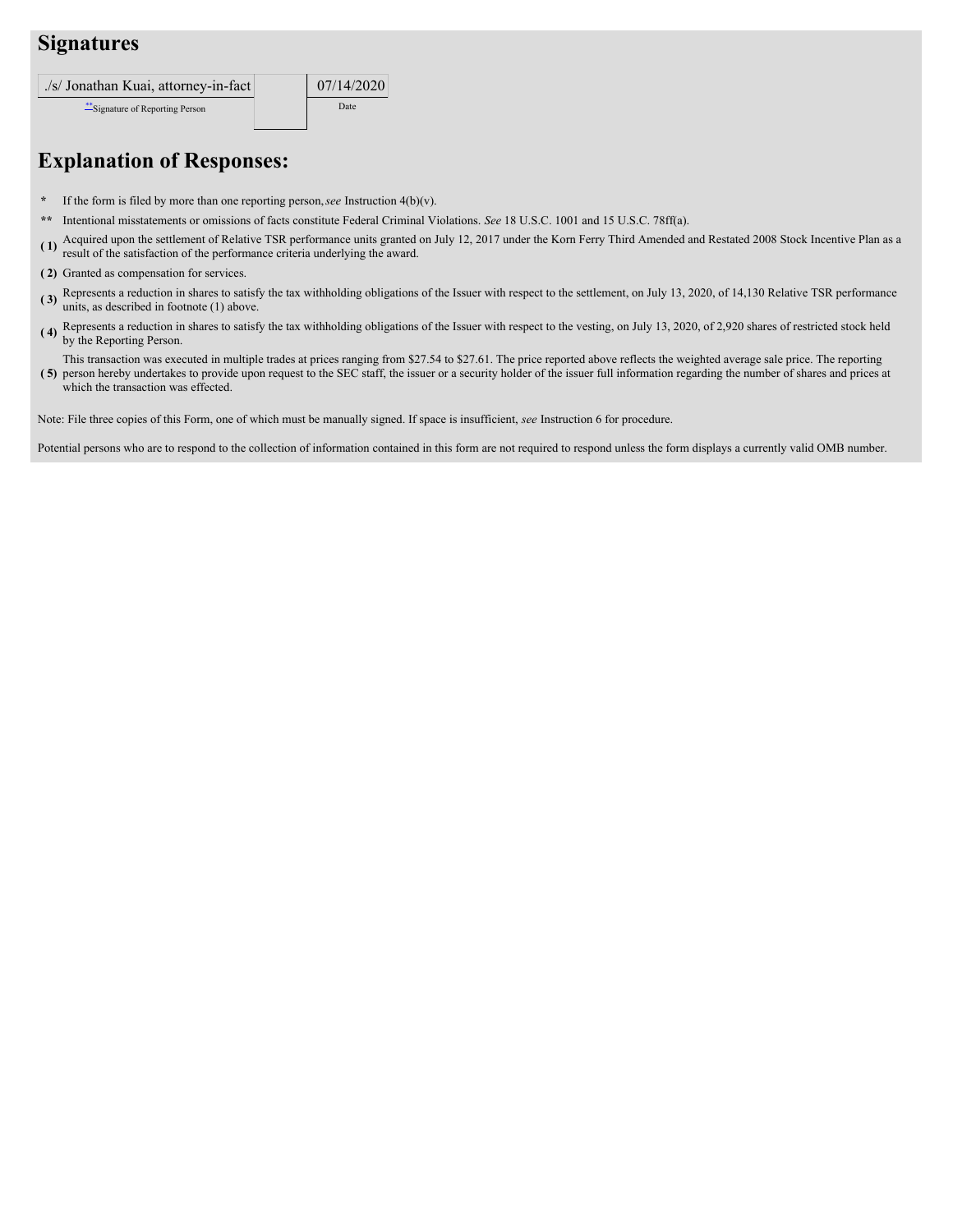## Signatures

| | | |
|---|---|---|
| ./s/ Jonathan Kuai, attorney-in-fact | | 07/14/2020 |
| ** Signature of Reporting Person | | Date |

## Explanation of Responses:

- \* If the form is filed by more than one reporting person, *see* Instruction 4(b)(v).
- \*\* Intentional misstatements or omissions of facts constitute Federal Criminal Violations. *See* 18 U.S.C. 1001 and 15 U.S.C. 78ff(a).
- **( 1)** Acquired upon the settlement of Relative TSR performance units granted on July 12, 2017 under the Korn Ferry Third Amended and Restated 2008 Stock Incentive Plan as a result of the satisfaction of the performance criteria underlying the award.
- **( 2)** Granted as compensation for services.
- **( 3)** Represents a reduction in shares to satisfy the tax withholding obligations of the Issuer with respect to the settlement, on July 13, 2020, of 14,130 Relative TSR performance units, as described in footnote (1) above.
- **( 4)** Represents a reduction in shares to satisfy the tax withholding obligations of the Issuer with respect to the vesting, on July 13, 2020, of 2,920 shares of restricted stock held by the Reporting Person.
- **( 5)** This transaction was executed in multiple trades at prices ranging from $27.54 to $27.61. The price reported above reflects the weighted average sale price. The reporting person hereby undertakes to provide upon request to the SEC staff, the issuer or a security holder of the issuer full information regarding the number of shares and prices at which the transaction was effected.

Note: File three copies of this Form, one of which must be manually signed. If space is insufficient, *see* Instruction 6 for procedure.

Potential persons who are to respond to the collection of information contained in this form are not required to respond unless the form displays a currently valid OMB number.